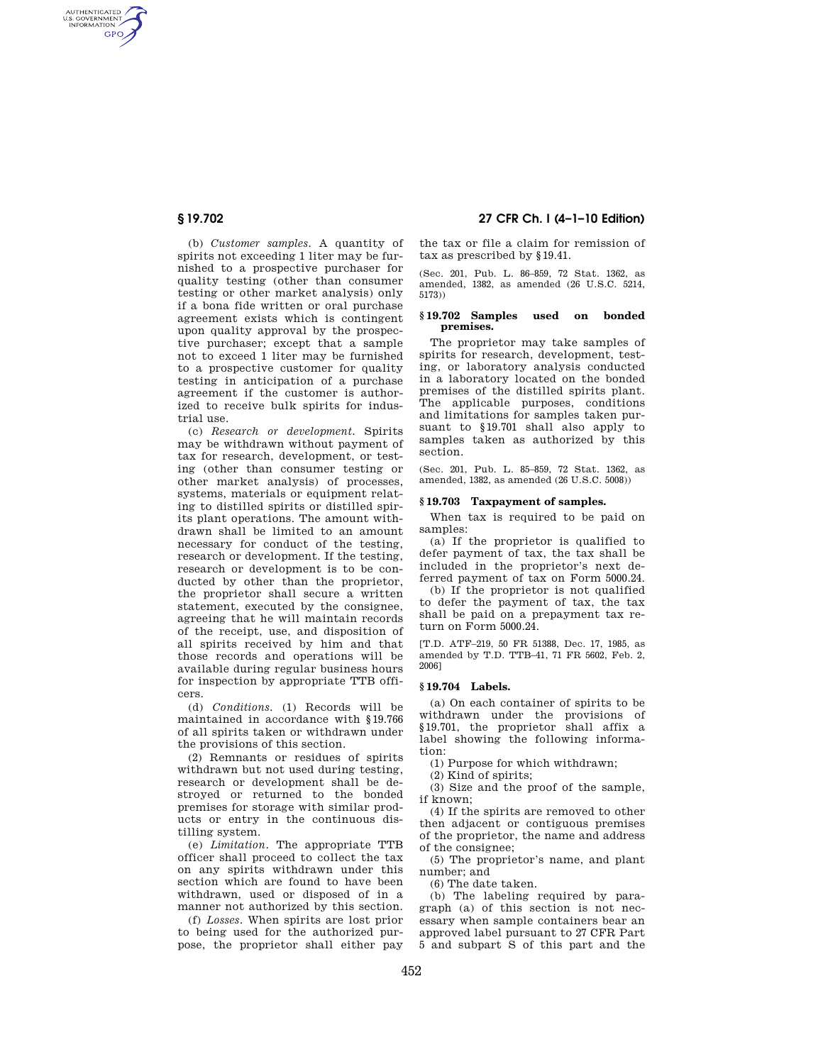(b) *Customer samples.* A quantity of spirits not exceeding 1 liter may be furnished to a prospective purchaser for quality testing (other than consumer testing or other market analysis) only if a bona fide written or oral purchase agreement exists which is contingent upon quality approval by the prospective purchaser; except that a sample not to exceed 1 liter may be furnished to a prospective customer for quality testing in anticipation of a purchase agreement if the customer is authorized to receive bulk spirits for industrial use.

(c) *Research or development.* Spirits may be withdrawn without payment of tax for research, development, or testing (other than consumer testing or other market analysis) of processes, systems, materials or equipment relating to distilled spirits or distilled spirits plant operations. The amount withdrawn shall be limited to an amount necessary for conduct of the testing, research or development. If the testing, research or development is to be conducted by other than the proprietor, the proprietor shall secure a written statement, executed by the consignee, agreeing that he will maintain records of the receipt, use, and disposition of all spirits received by him and that those records and operations will be available during regular business hours for inspection by appropriate TTB officers.

(d) *Conditions.* (1) Records will be maintained in accordance with §19.766 of all spirits taken or withdrawn under the provisions of this section.

(2) Remnants or residues of spirits withdrawn but not used during testing, research or development shall be destroyed or returned to the bonded premises for storage with similar products or entry in the continuous distilling system.

(e) *Limitation.* The appropriate TTB officer shall proceed to collect the tax on any spirits withdrawn under this section which are found to have been withdrawn, used or disposed of in a manner not authorized by this section.

(f) *Losses.* When spirits are lost prior to being used for the authorized purpose, the proprietor shall either pay the tax or file a claim for remission of tax as prescribed by §19.41.

(Sec. 201, Pub. L. 86–859, 72 Stat. 1362, as amended, 1382, as amended (26 U.S.C. 5214, 5173))

### §19.702 Samples used on bonded premises.

The proprietor may take samples of spirits for research, development, testing, or laboratory analysis conducted in a laboratory located on the bonded premises of the distilled spirits plant. The applicable purposes, conditions and limitations for samples taken pursuant to §19.701 shall also apply to samples taken as authorized by this section.

(Sec. 201, Pub. L. 85–859, 72 Stat. 1362, as amended, 1382, as amended (26 U.S.C. 5008))

### §19.703 Taxpayment of samples.

When tax is required to be paid on samples:

(a) If the proprietor is qualified to defer payment of tax, the tax shall be included in the proprietor's next deferred payment of tax on Form 5000.24.

(b) If the proprietor is not qualified to defer the payment of tax, the tax shall be paid on a prepayment tax return on Form 5000.24.

[T.D. ATF–219, 50 FR 51388, Dec. 17, 1985, as amended by T.D. TTB–41, 71 FR 5602, Feb. 2, 2006]

### §19.704 Labels.

(a) On each container of spirits to be withdrawn under the provisions of §19.701, the proprietor shall affix a label showing the following information:

(1) Purpose for which withdrawn;

(2) Kind of spirits;

(3) Size and the proof of the sample, if known;

(4) If the spirits are removed to other then adjacent or contiguous premises of the proprietor, the name and address of the consignee;

(5) The proprietor's name, and plant number; and

(6) The date taken.

(b) The labeling required by paragraph (a) of this section is not necessary when sample containers bear an approved label pursuant to 27 CFR Part 5 and subpart S of this part and the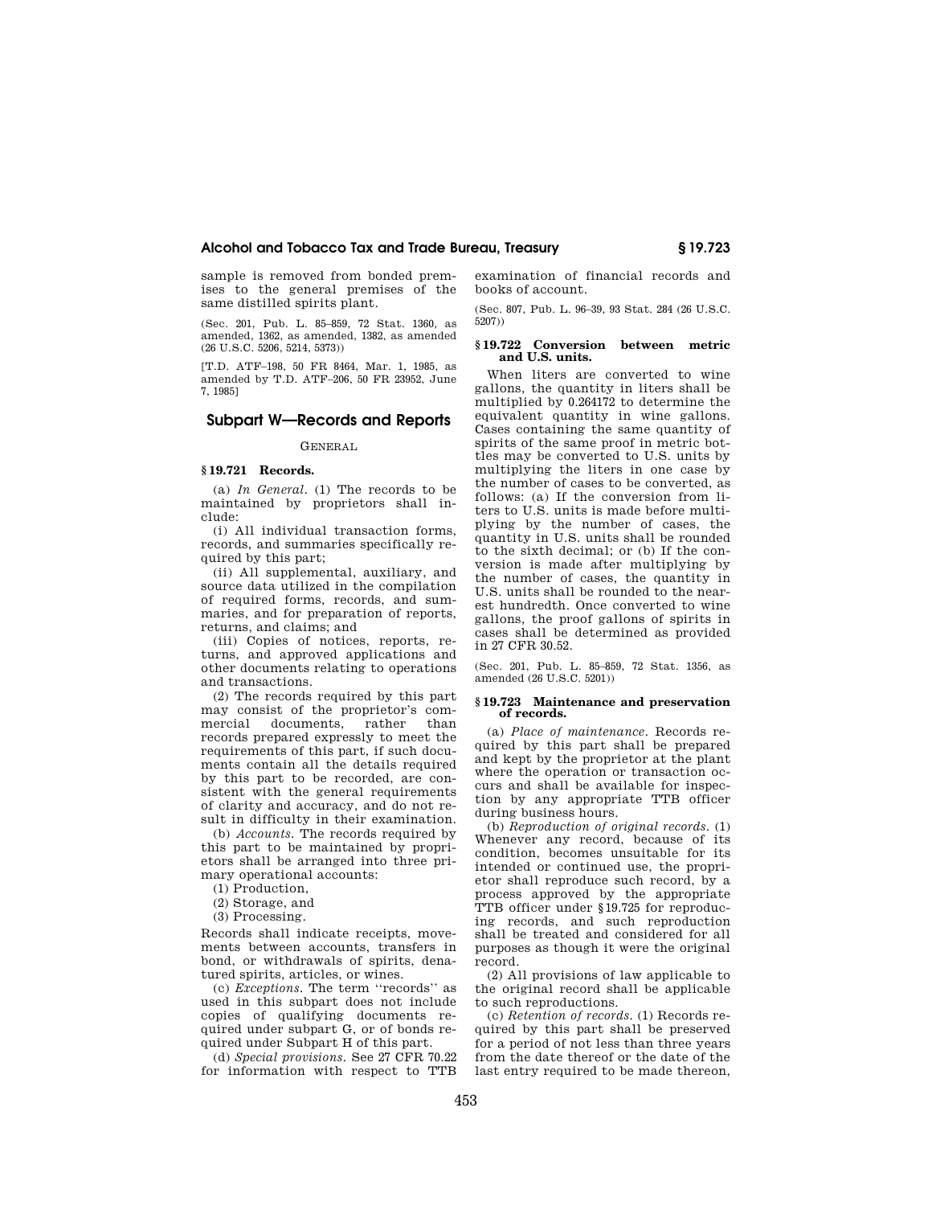sample is removed from bonded premises to the general premises of the same distilled spirits plant.

(Sec. 201, Pub. L. 85–859, 72 Stat. 1360, as amended, 1362, as amended, 1382, as amended (26 U.S.C. 5206, 5214, 5373))

[T.D. ATF–198, 50 FR 8464, Mar. 1, 1985, as amended by T.D. ATF–206, 50 FR 23952, June 7, 1985]

## Subpart W—Records and Reports

GENERAL

### § 19.721 Records.

(a) *In General.* (1) The records to be maintained by proprietors shall include:

(i) All individual transaction forms, records, and summaries specifically required by this part;

(ii) All supplemental, auxiliary, and source data utilized in the compilation of required forms, records, and summaries, and for preparation of reports, returns, and claims; and

(iii) Copies of notices, reports, returns, and approved applications and other documents relating to operations and transactions.

(2) The records required by this part may consist of the proprietor's commercial documents, rather than records prepared expressly to meet the requirements of this part, if such documents contain all the details required by this part to be recorded, are consistent with the general requirements of clarity and accuracy, and do not result in difficulty in their examination.

(b) *Accounts.* The records required by this part to be maintained by proprietors shall be arranged into three primary operational accounts:

(1) Production,

(2) Storage, and

(3) Processing.

Records shall indicate receipts, movements between accounts, transfers in bond, or withdrawals of spirits, denatured spirits, articles, or wines.

(c) *Exceptions.* The term ''records'' as used in this subpart does not include copies of qualifying documents required under subpart G, or of bonds required under Subpart H of this part.

(d) *Special provisions.* See 27 CFR 70.22 for information with respect to TTB examination of financial records and books of account.

(Sec. 807, Pub. L. 96–39, 93 Stat. 284 (26 U.S.C. 5207))

### § 19.722 Conversion between metric and U.S. units.

When liters are converted to wine gallons, the quantity in liters shall be multiplied by 0.264172 to determine the equivalent quantity in wine gallons. Cases containing the same quantity of spirits of the same proof in metric bottles may be converted to U.S. units by multiplying the liters in one case by the number of cases to be converted, as follows: (a) If the conversion from liters to U.S. units is made before multiplying by the number of cases, the quantity in U.S. units shall be rounded to the sixth decimal; or (b) If the conversion is made after multiplying by the number of cases, the quantity in U.S. units shall be rounded to the nearest hundredth. Once converted to wine gallons, the proof gallons of spirits in cases shall be determined as provided in 27 CFR 30.52.

(Sec. 201, Pub. L. 85–859, 72 Stat. 1356, as amended (26 U.S.C. 5201))

### § 19.723 Maintenance and preservation of records.

(a) *Place of maintenance.* Records required by this part shall be prepared and kept by the proprietor at the plant where the operation or transaction occurs and shall be available for inspection by any appropriate TTB officer during business hours.

(b) *Reproduction of original records.* (1) Whenever any record, because of its condition, becomes unsuitable for its intended or continued use, the proprietor shall reproduce such record, by a process approved by the appropriate TTB officer under §19.725 for reproducing records, and such reproduction shall be treated and considered for all purposes as though it were the original record.

(2) All provisions of law applicable to the original record shall be applicable to such reproductions.

(c) *Retention of records.* (1) Records required by this part shall be preserved for a period of not less than three years from the date thereof or the date of the last entry required to be made thereon,